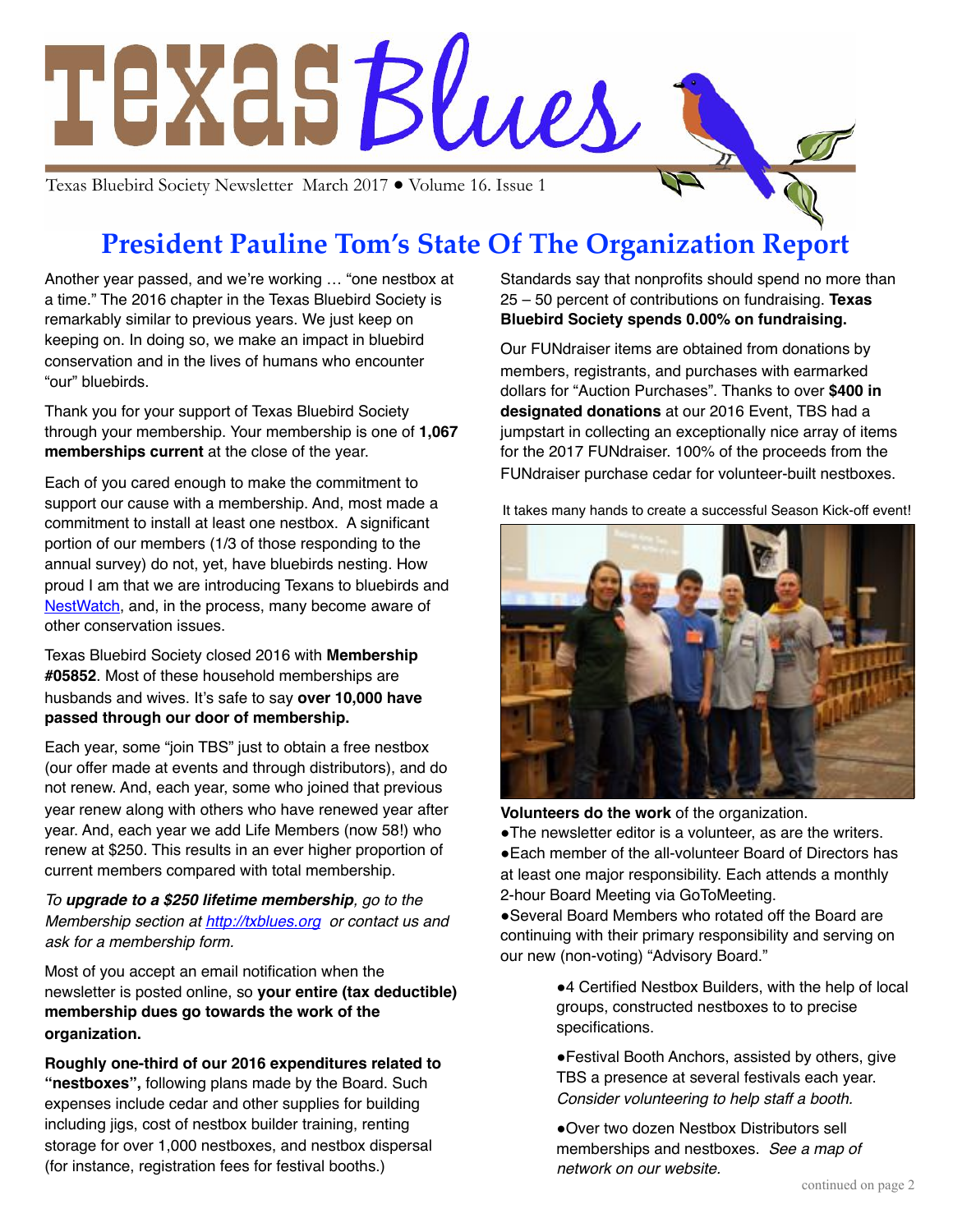# Texas Blues

Texas Bluebird Society Newsletter March 2017 ● Volume 16. Issue 1

## President Pauline Tom's State Of The Organization Report

Another year passed, and we're working … "one nestbox at a time." The 2016 chapter in the Texas Bluebird Society is remarkably similar to previous years. We just keep on keeping on. In doing so, we make an impact in bluebird conservation and in the lives of humans who encounter "our" bluebirds.

Thank you for your support of Texas Bluebird Society through your membership. Your membership is one of **1,067 memberships current** at the close of the year.

Each of you cared enough to make the commitment to support our cause with a membership. And, most made a commitment to install at least one nestbox. A significant portion of our members (1/3 of those responding to the annual survey) do not, yet, have bluebirds nesting. How proud I am that we are introducing Texans to bluebirds and NestWatch, and, in the process, many become aware of other conservation issues.

Texas Bluebird Society closed 2016 with **Membership #05852**. Most of these household memberships are husbands and wives. It's safe to say **over 10,000 have passed through our door of membership.**

Each year, some "join TBS" just to obtain a free nestbox (our offer made at events and through distributors), and do not renew. And, each year, some who joined that previous year renew along with others who have renewed year after year. And, each year we add Life Members (now 58!) who renew at $250. This results in an ever higher proportion of current members compared with total membership.

*To **upgrade to a $250 lifetime membership**, go to the Membership section at http://txblues.org or contact us and ask for a membership form.*

Most of you accept an email notification when the newsletter is posted online, so **your entire (tax deductible) membership dues go towards the work of the organization.**

**Roughly one-third of our 2016 expenditures related to "nestboxes",** following plans made by the Board. Such expenses include cedar and other supplies for building including jigs, cost of nestbox builder training, renting storage for over 1,000 nestboxes, and nestbox dispersal (for instance, registration fees for festival booths.)

Standards say that nonprofits should spend no more than 25 – 50 percent of contributions on fundraising. **Texas Bluebird Society spends 0.00% on fundraising.**

Our FUNdraiser items are obtained from donations by members, registrants, and purchases with earmarked dollars for "Auction Purchases". Thanks to over **$400 in designated donations** at our 2016 Event, TBS had a jumpstart in collecting an exceptionally nice array of items for the 2017 FUNdraiser. 100% of the proceeds from the FUNdraiser purchase cedar for volunteer-built nestboxes.

It takes many hands to create a successful Season Kick-off event!

**Volunteers do the work** of the organization.

- The newsletter editor is a volunteer, as are the writers.
- Each member of the all-volunteer Board of Directors has at least one major responsibility. Each attends a monthly 2-hour Board Meeting via GoToMeeting.
- Several Board Members who rotated off the Board are continuing with their primary responsibility and serving on our new (non-voting) "Advisory Board."
- 4 Certified Nestbox Builders, with the help of local groups, constructed nestboxes to to precise specifications.
- Festival Booth Anchors, assisted by others, give TBS a presence at several festivals each year. *Consider volunteering to help staff a booth.*
- Over two dozen Nestbox Distributors sell memberships and nestboxes. *See a map of network on our website.*

continued on page 2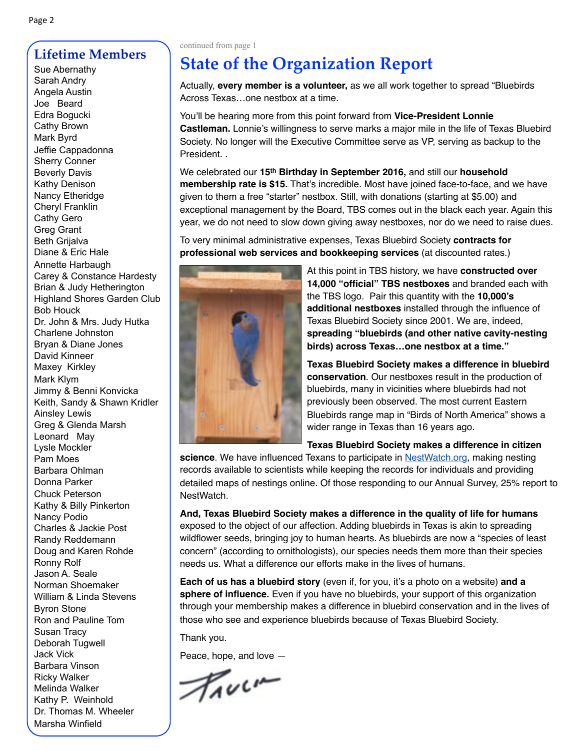## Lifetime Members

Sue Abernathy
Sarah Andry
Angela Austin
Joe Beard
Edra Bogucki
Cathy Brown
Mark Byrd
Jeffie Cappadonna
Sherry Conner
Beverly Davis
Kathy Denison
Nancy Etheridge
Cheryl Franklin
Cathy Gero
Greg Grant
Beth Grijalva
Diane & Eric Hale
Annette Harbaugh
Carey & Constance Hardesty
Brian & Judy Hetherington
Highland Shores Garden Club
Bob Houck
Dr. John & Mrs. Judy Hutka
Charlene Johnston
Bryan & Diane Jones
David Kinneer
Maxey Kirkley
Mark Klym
Jimmy & Benni Konvicka
Keith, Sandy & Shawn Kridler
Ainsley Lewis
Greg & Glenda Marsh
Leonard May
Lysle Mockler
Pam Moes
Barbara Ohlman
Donna Parker
Chuck Peterson
Kathy & Billy Pinkerton
Nancy Podio
Charles & Jackie Post
Randy Reddemann
Doug and Karen Rohde
Ronny Rolf
Jason A. Seale
Norman Shoemaker
William & Linda Stevens
Byron Stone
Ron and Pauline Tom
Susan Tracy
Deborah Tugwell
Jack Vick
Barbara Vinson
Ricky Walker
Melinda Walker
Kathy P. Weinhold
Dr. Thomas M. Wheeler
Marsha Winfield

continued from page 1

# State of the Organization Report

Actually, **every member is a volunteer,** as we all work together to spread "Bluebirds Across Texas…one nestbox at a time.

You'll be hearing more from this point forward from **Vice-President Lonnie Castleman.** Lonnie's willingness to serve marks a major mile in the life of Texas Bluebird Society. No longer will the Executive Committee serve as VP, serving as backup to the President. .

We celebrated our **15th Birthday in September 2016,** and still our **household membership rate is $15.** That's incredible. Most have joined face-to-face, and we have given to them a free "starter" nestbox. Still, with donations (starting at $5.00) and exceptional management by the Board, TBS comes out in the black each year. Again this year, we do not need to slow down giving away nestboxes, nor do we need to raise dues.

To very minimal administrative expenses, Texas Bluebird Society **contracts for professional web services and bookkeeping services** (at discounted rates.)

At this point in TBS history, we have **constructed over 14,000 "official" TBS nestboxes** and branded each with the TBS logo. Pair this quantity with the **10,000's additional nestboxes** installed through the influence of Texas Bluebird Society since 2001. We are, indeed, **spreading "bluebirds (and other native cavity-nesting birds) across Texas…one nestbox at a time."**

**Texas Bluebird Society makes a difference in bluebird conservation**. Our nestboxes result in the production of bluebirds, many in vicinities where bluebirds had not previously been observed. The most current Eastern Bluebirds range map in "Birds of North America" shows a wider range in Texas than 16 years ago.

**Texas Bluebird Society makes a difference in citizen science**. We have influenced Texans to participate in NestWatch.org, making nesting records available to scientists while keeping the records for individuals and providing detailed maps of nestings online. Of those responding to our Annual Survey, 25% report to NestWatch.

**And, Texas Bluebird Society makes a difference in the quality of life for humans** exposed to the object of our affection. Adding bluebirds in Texas is akin to spreading wildflower seeds, bringing joy to human hearts. As bluebirds are now a "species of least concern" (according to ornithologists), our species needs them more than their species needs us. What a difference our efforts make in the lives of humans.

**Each of us has a bluebird story** (even if, for you, it's a photo on a website) **and a sphere of influence.** Even if you have no bluebirds, your support of this organization through your membership makes a difference in bluebird conservation and in the lives of those who see and experience bluebirds because of Texas Bluebird Society.

Thank you.

Peace, hope, and love —

Pauline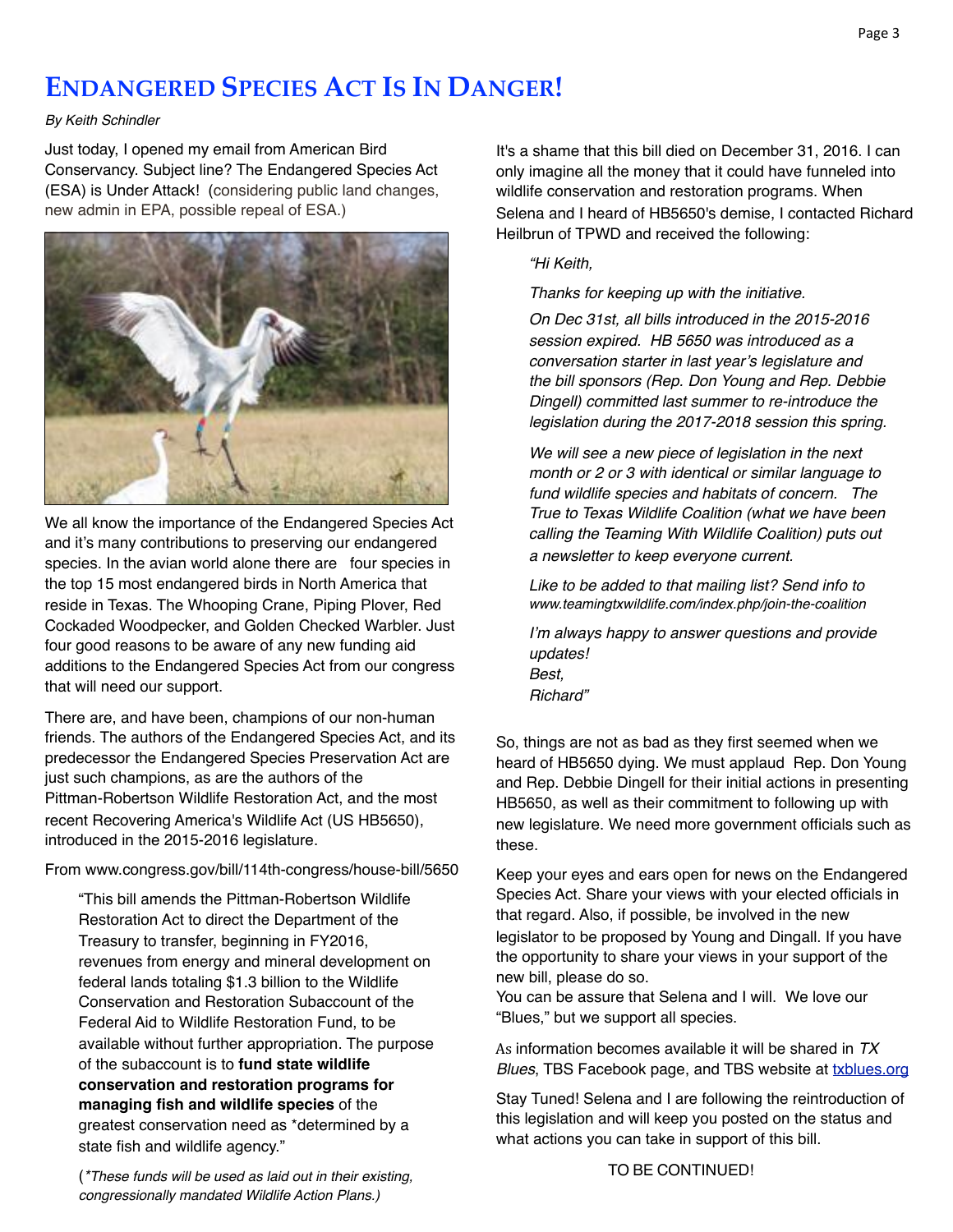# Endangered Species Act Is In Danger!

*By Keith Schindler*

Just today, I opened my email from American Bird Conservancy. Subject line? The Endangered Species Act (ESA) is Under Attack! (considering public land changes, new admin in EPA, possible repeal of ESA.)

We all know the importance of the Endangered Species Act and it's many contributions to preserving our endangered species. In the avian world alone there are four species in the top 15 most endangered birds in North America that reside in Texas. The Whooping Crane, Piping Plover, Red Cockaded Woodpecker, and Golden Checked Warbler. Just four good reasons to be aware of any new funding aid additions to the Endangered Species Act from our congress that will need our support.

There are, and have been, champions of our non-human friends. The authors of the Endangered Species Act, and its predecessor the Endangered Species Preservation Act are just such champions, as are the authors of the Pittman-Robertson Wildlife Restoration Act, and the most recent Recovering America's Wildlife Act (US HB5650), introduced in the 2015-2016 legislature.

From www.congress.gov/bill/114th-congress/house-bill/5650

> "This bill amends the Pittman-Robertson Wildlife Restoration Act to direct the Department of the Treasury to transfer, beginning in FY2016, revenues from energy and mineral development on federal lands totaling $1.3 billion to the Wildlife Conservation and Restoration Subaccount of the Federal Aid to Wildlife Restoration Fund, to be available without further appropriation. The purpose of the subaccount is to **fund state wildlife conservation and restoration programs for managing fish and wildlife species** of the greatest conservation need as *determined by a state fish and wildlife agency."
>
> (*\*These funds will be used as laid out in their existing, congressionally mandated Wildlife Action Plans.)*

It's a shame that this bill died on December 31, 2016. I can only imagine all the money that it could have funneled into wildlife conservation and restoration programs. When Selena and I heard of HB5650's demise, I contacted Richard Heilbrun of TPWD and received the following:

> *"Hi Keith,*
>
> *Thanks for keeping up with the initiative.*
>
> *On Dec 31st, all bills introduced in the 2015-2016 session expired. HB 5650 was introduced as a conversation starter in last year's legislature and the bill sponsors (Rep. Don Young and Rep. Debbie Dingell) committed last summer to re-introduce the legislation during the 2017-2018 session this spring.*
>
> *We will see a new piece of legislation in the next month or 2 or 3 with identical or similar language to fund wildlife species and habitats of concern. The True to Texas Wildlife Coalition (what we have been calling the Teaming With Wildlife Coalition) puts out a newsletter to keep everyone current.*
>
> *Like to be added to that mailing list? Send info to www.teamingtxwildlife.com/index.php/join-the-coalition*
>
> *I'm always happy to answer questions and provide updates!*
> *Best,*
> *Richard"*

So, things are not as bad as they first seemed when we heard of HB5650 dying. We must applaud Rep. Don Young and Rep. Debbie Dingell for their initial actions in presenting HB5650, as well as their commitment to following up with new legislation. We need more government officials such as these.

Keep your eyes and ears open for news on the Endangered Species Act. Share your views with your elected officials in that regard. Also, if possible, be involved in the new legislator to be proposed by Young and Dingall. If you have the opportunity to share your views in your support of the new bill, please do so.
You can be assure that Selena and I will. We love our "Blues," but we support all species.

As information becomes available it will be shared in *TX Blues*, TBS Facebook page, and TBS website at txblues.org

Stay Tuned! Selena and I are following the reintroduction of this legislation and will keep you posted on the status and what actions you can take in support of this bill.

TO BE CONTINUED!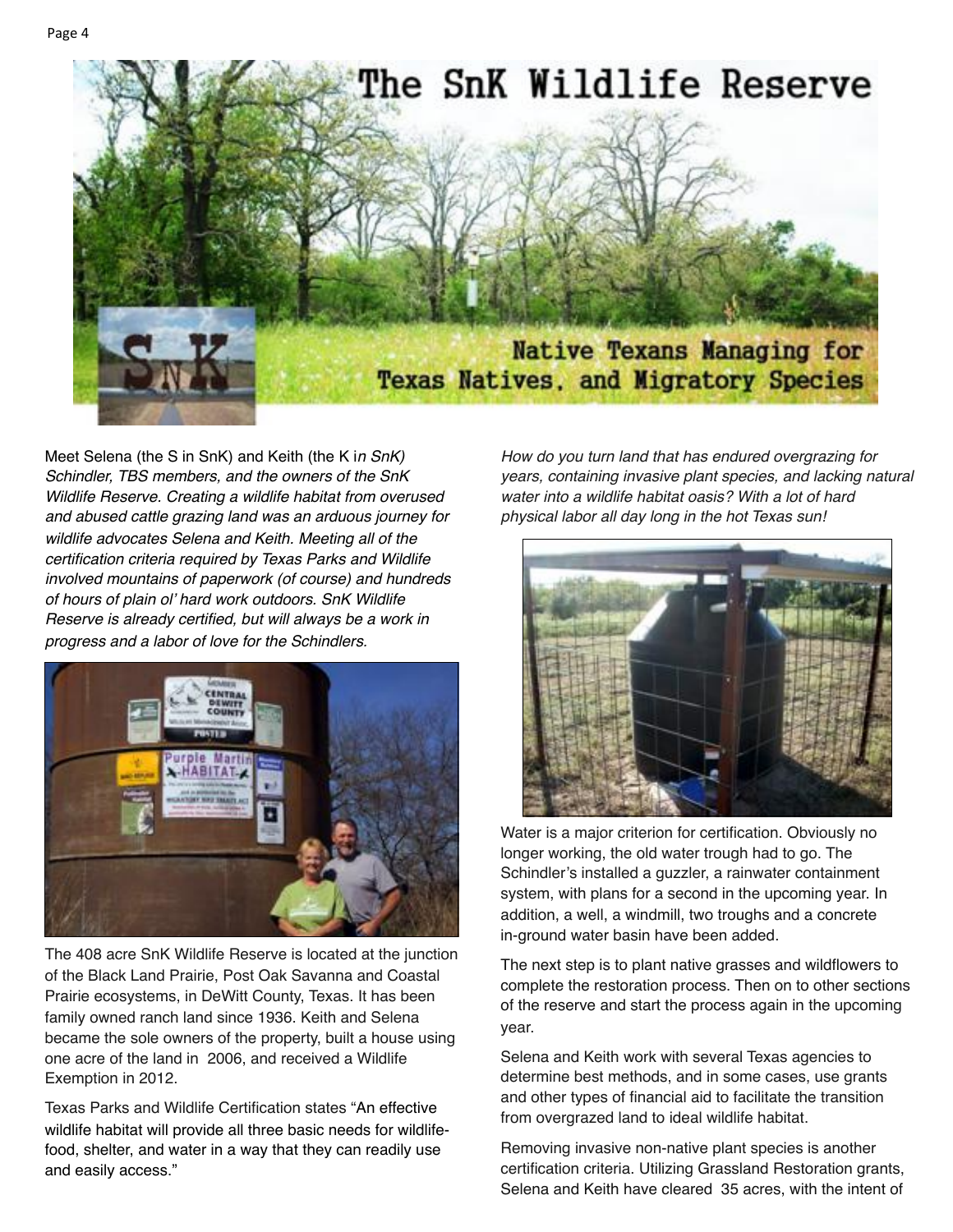# The SnK Wildlife Reserve

## Native Texans Managing for Texas Natives, and Migratory Species

Meet Selena (the S in SnK) and Keith (the K i*n SnK) Schindler, TBS members, and the owners of the SnK Wildlife Reserve. Creating a wildlife habitat from overused and abused cattle grazing land was an arduous journey for wildlife advocates Selena and Keith. Meeting all of the certification criteria required by Texas Parks and Wildlife involved mountains of paperwork (of course) and hundreds of hours of plain ol' hard work outdoors. SnK Wildlife Reserve is already certified, but will always be a work in progress and a labor of love for the Schindlers.*

The 408 acre SnK Wildlife Reserve is located at the junction of the Black Land Prairie, Post Oak Savanna and Coastal Prairie ecosystems, in DeWitt County, Texas. It has been family owned ranch land since 1936. Keith and Selena became the sole owners of the property, built a house using one acre of the land in 2006, and received a Wildlife Exemption in 2012.

Texas Parks and Wildlife Certification states "An effective wildlife habitat will provide all three basic needs for wildlife- food, shelter, and water in a way that they can readily use and easily access."

*How do you turn land that has endured overgrazing for years, containing invasive plant species, and lacking natural water into a wildlife habitat oasis? With a lot of hard physical labor all day long in the hot Texas sun!*

Water is a major criterion for certification. Obviously no longer working, the old water trough had to go. The Schindler's installed a guzzler, a rainwater containment system, with plans for a second in the upcoming year. In addition, a well, a windmill, two troughs and a concrete in-ground water basin have been added.

The next step is to plant native grasses and wildflowers to complete the restoration process. Then on to other sections of the reserve and start the process again in the upcoming year.

Selena and Keith work with several Texas agencies to determine best methods, and in some cases, use grants and other types of financial aid to facilitate the transition from overgrazed land to ideal wildlife habitat.

Removing invasive non-native plant species is another certification criteria. Utilizing Grassland Restoration grants, Selena and Keith have cleared 35 acres, with the intent of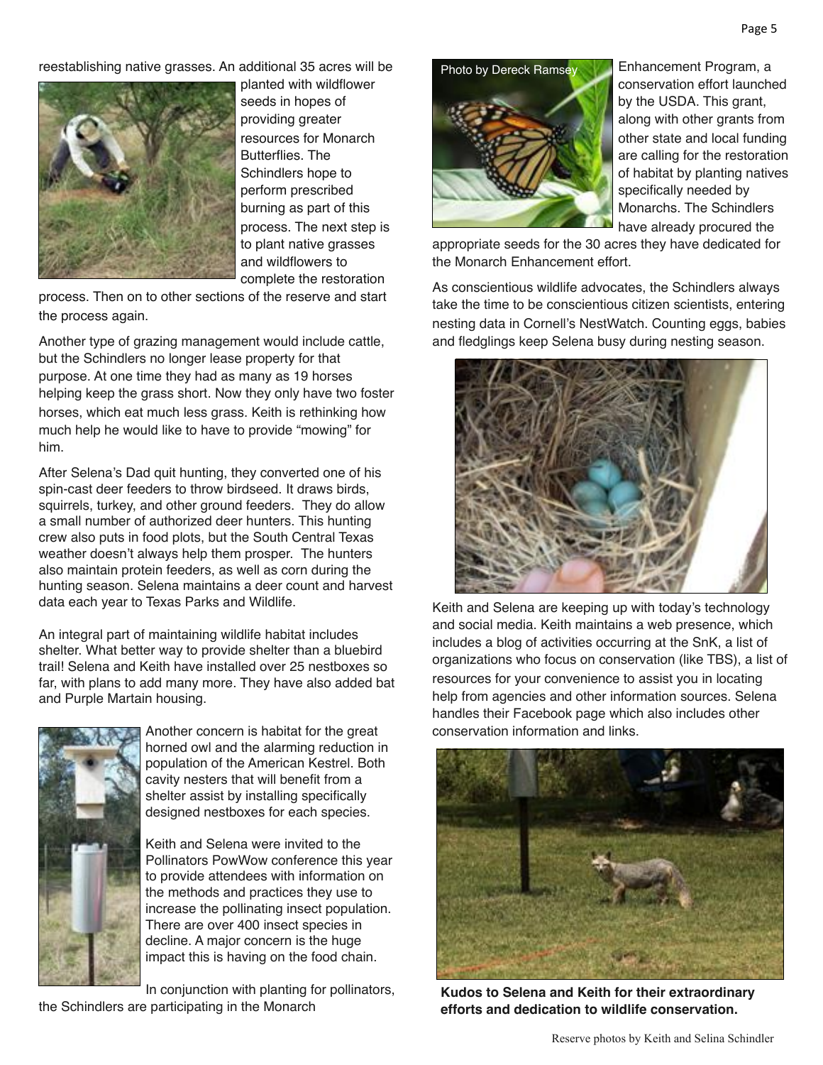reestablishing native grasses. An additional 35 acres will be planted with wildflower seeds in hopes of providing greater resources for Monarch Butterflies. The Schindlers hope to perform prescribed burning as part of this process. The next step is to plant native grasses and wildflowers to complete the restoration process. Then on to other sections of the reserve and start the process again.

Another type of grazing management would include cattle, but the Schindlers no longer lease property for that purpose. At one time they had as many as 19 horses helping keep the grass short. Now they only have two foster horses, which eat much less grass. Keith is rethinking how much help he would like to have to provide "mowing" for him.

After Selena's Dad quit hunting, they converted one of his spin-cast deer feeders to throw birdseed. It draws birds, squirrels, turkey, and other ground feeders. They do allow a small number of authorized deer hunters. This hunting crew also puts in food plots, but the South Central Texas weather doesn't always help them prosper. The hunters also maintain protein feeders, as well as corn during the hunting season. Selena maintains a deer count and harvest data each year to Texas Parks and Wildlife.

An integral part of maintaining wildlife habitat includes shelter. What better way to provide shelter than a bluebird trail! Selena and Keith have installed over 25 nestboxes so far, with plans to add many more. They have also added bat and Purple Martain housing.

Another concern is habitat for the great horned owl and the alarming reduction in population of the American Kestrel. Both cavity nesters that will benefit from a shelter assist by installing specifically designed nestboxes for each species.

Keith and Selena were invited to the Pollinators PowWow conference this year to provide attendees with information on the methods and practices they use to increase the pollinating insect population. There are over 400 insect species in decline. A major concern is the huge impact this is having on the food chain.

In conjunction with planting for pollinators, the Schindlers are participating in the Monarch Enhancement Program, a conservation effort launched by the USDA. This grant, along with other grants from other state and local funding are calling for the restoration of habitat by planting natives specifically needed by Monarchs. The Schindlers have already procured the appropriate seeds for the 30 acres they have dedicated for the Monarch Enhancement effort.

Photo by Dereck Ramsey

As conscientious wildlife advocates, the Schindlers always take the time to be conscientious citizen scientists, entering nesting data in Cornell's NestWatch. Counting eggs, babies and fledglings keep Selena busy during nesting season.

Keith and Selena are keeping up with today's technology and social media. Keith maintains a web presence, which includes a blog of activities occurring at the SnK, a list of organizations who focus on conservation (like TBS), a list of resources for your convenience to assist you in locating help from agencies and other information sources. Selena handles their Facebook page which also includes other conservation information and links.

**Kudos to Selena and Keith for their extraordinary efforts and dedication to wildlife conservation.**

Reserve photos by Keith and Selina Schindler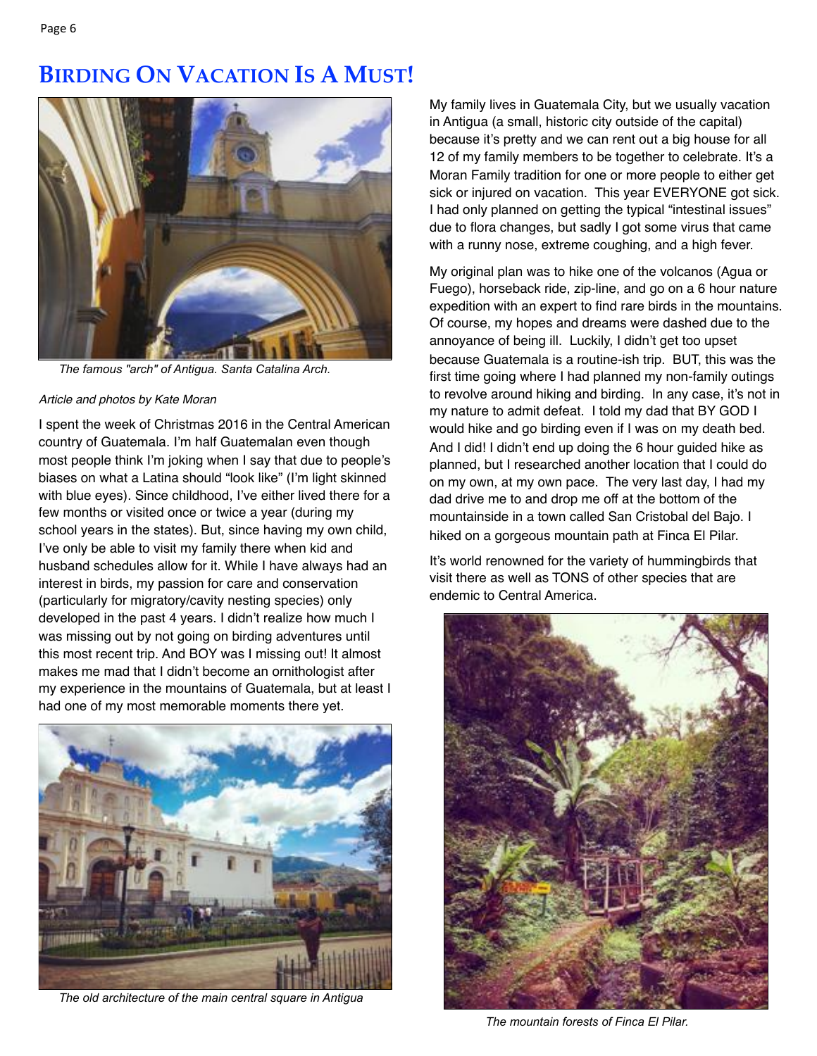# Birding On Vacation Is A Must!

*The famous "arch" of Antigua. Santa Catalina Arch.*

*Article and photos by Kate Moran*

I spent the week of Christmas 2016 in the Central American country of Guatemala. I'm half Guatemalan even though most people think I'm joking when I say that due to people's biases on what a Latina should "look like" (I'm light skinned with blue eyes). Since childhood, I've either lived there for a few months or visited once or twice a year (during my school years in the states). But, since having my own child, I've only be able to visit my family there when kid and husband schedules allow for it. While I have always had an interest in birds, my passion for care and conservation (particularly for migratory/cavity nesting species) only developed in the past 4 years. I didn't realize how much I was missing out by not going on birding adventures until this most recent trip. And BOY was I missing out! It almost makes me mad that I didn't become an ornithologist after my experience in the mountains of Guatemala, but at least I had one of my most memorable moments there yet.

*The old architecture of the main central square in Antigua*

My family lives in Guatemala City, but we usually vacation in Antigua (a small, historic city outside of the capital) because it's pretty and we can rent out a big house for all 12 of my family members to be together to celebrate. It's a Moran Family tradition for one or more people to either get sick or injured on vacation. This year EVERYONE got sick. I had only planned on getting the typical "intestinal issues" due to flora changes, but sadly I got some virus that came with a runny nose, extreme coughing, and a high fever.

My original plan was to hike one of the volcanos (Agua or Fuego), horseback ride, zip-line, and go on a 6 hour nature expedition with an expert to find rare birds in the mountains. Of course, my hopes and dreams were dashed due to the annoyance of being ill. Luckily, I didn't get too upset because Guatemala is a routine-ish trip. BUT, this was the first time going where I had planned my non-family outings to revolve around hiking and birding. In any case, it's not in my nature to admit defeat. I told my dad that BY GOD I would hike and go birding even if I was on my death bed. And I did! I didn't end up doing the 6 hour guided hike as planned, but I researched another location that I could do on my own, at my own pace. The very last day, I had my dad drive me to and drop me off at the bottom of the mountainside in a town called San Cristobal del Bajo. I hiked on a gorgeous mountain path at Finca El Pilar.

It's world renowned for the variety of hummingbirds that visit there as well as TONS of other species that are endemic to Central America.

*The mountain forests of Finca El Pilar.*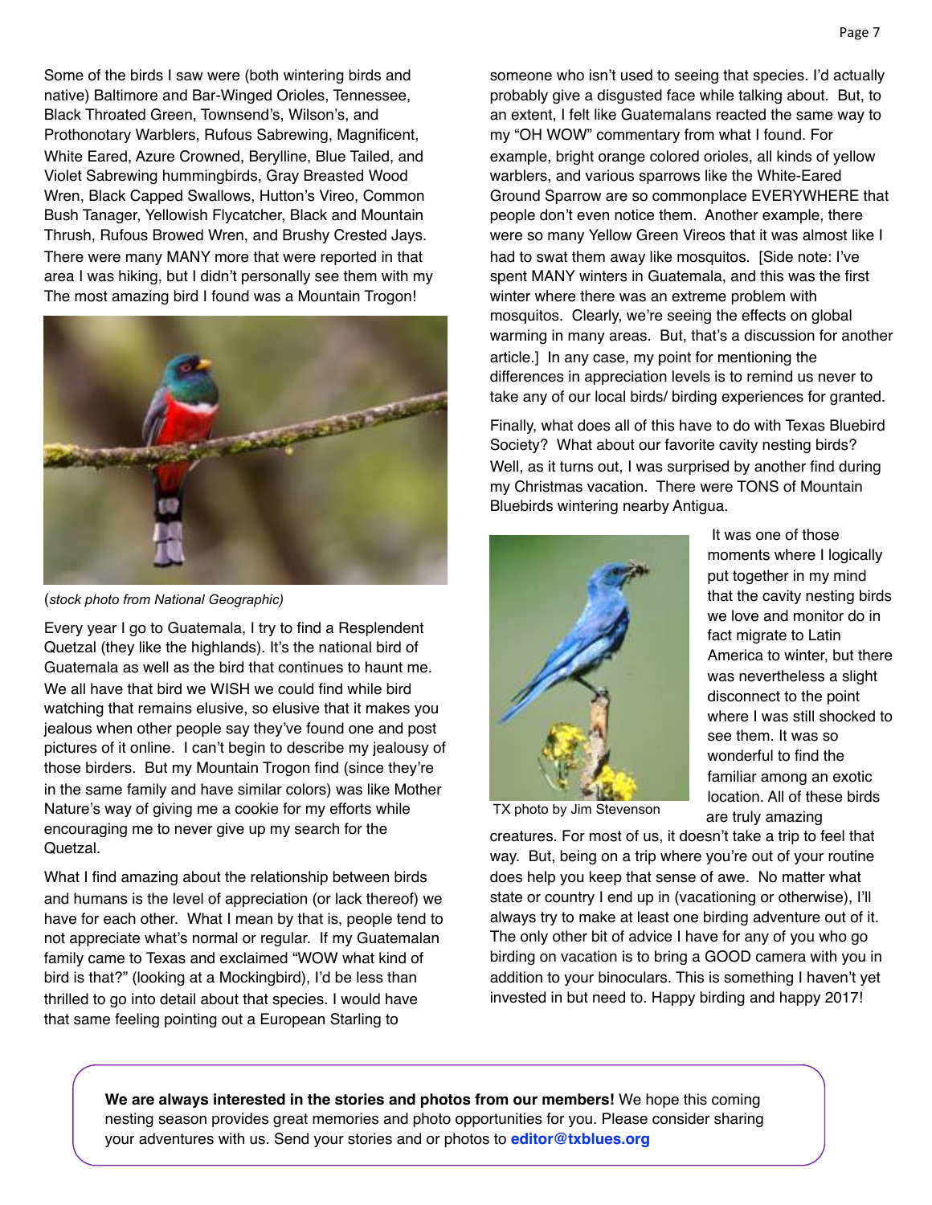Some of the birds I saw were (both wintering birds and native) Baltimore and Bar-Winged Orioles, Tennessee, Black Throated Green, Townsend's, Wilson's, and Prothonotary Warblers, Rufous Sabrewing, Magnificent, White Eared, Azure Crowned, Berylline, Blue Tailed, and Violet Sabrewing hummingbirds, Gray Breasted Wood Wren, Black Capped Swallows, Hutton's Vireo, Common Bush Tanager, Yellowish Flycatcher, Black and Mountain Thrush, Rufous Browed Wren, and Brushy Crested Jays. There were many MANY more that were reported in that area I was hiking, but I didn't personally see them with my The most amazing bird I found was a Mountain Trogon!

(*stock photo from National Geographic)*

Every year I go to Guatemala, I try to find a Resplendent Quetzal (they like the highlands). It's the national bird of Guatemala as well as the bird that continues to haunt me. We all have that bird we WISH we could find while bird watching that remains elusive, so elusive that it makes you jealous when other people say they've found one and post pictures of it online. I can't begin to describe my jealousy of those birders. But my Mountain Trogon find (since they're in the same family and have similar colors) was like Mother Nature's way of giving me a cookie for my efforts while encouraging me to never give up my search for the Quetzal.

What I find amazing about the relationship between birds and humans is the level of appreciation (or lack thereof) we have for each other. What I mean by that is, people tend to not appreciate what's normal or regular. If my Guatemalan family came to Texas and exclaimed "WOW what kind of bird is that?" (looking at a Mockingbird), I'd be less than thrilled to go into detail about that species. I would have that same feeling pointing out a European Starling to someone who isn't used to seeing that species. I'd actually probably give a disgusted face while talking about. But, to an extent, I felt like Guatemalans reacted the same way to my "OH WOW" commentary from what I found. For example, bright orange colored orioles, all kinds of yellow warblers, and various sparrows like the White-Eared Ground Sparrow are so commonplace EVERYWHERE that people don't even notice them. Another example, there were so many Yellow Green Vireos that it was almost like I had to swat them away like mosquitos. [Side note: I've spent MANY winters in Guatemala, and this was the first winter where there was an extreme problem with mosquitos. Clearly, we're seeing the effects on global warming in many areas. But, that's a discussion for another article.] In any case, my point for mentioning the differences in appreciation levels is to remind us never to take any of our local birds/ birding experiences for granted.

Finally, what does all of this have to do with Texas Bluebird Society? What about our favorite cavity nesting birds? Well, as it turns out, I was surprised by another find during my Christmas vacation. There were TONS of Mountain Bluebirds wintering nearby Antigua.

TX photo by Jim Stevenson

It was one of those moments where I logically put together in my mind that the cavity nesting birds we love and monitor do in fact migrate to Latin America to winter, but there was nevertheless a slight disconnect to the point where I was still shocked to see them. It was so wonderful to find the familiar among an exotic location. All of these birds are truly amazing creatures. For most of us, it doesn't take a trip to feel that way. But, being on a trip where you're out of your routine does help you keep that sense of awe. No matter what state or country I end up in (vacationing or otherwise), I'll always try to make at least one birding adventure out of it. The only other bit of advice I have for any of you who go birding on vacation is to bring a GOOD camera with you in addition to your binoculars. This is something I haven't yet invested in but need to. Happy birding and happy 2017!

**We are always interested in the stories and photos from our members!** We hope this coming nesting season provides great memories and photo opportunities for you. Please consider sharing your adventures with us. Send your stories and or photos to **editor@txblues.org**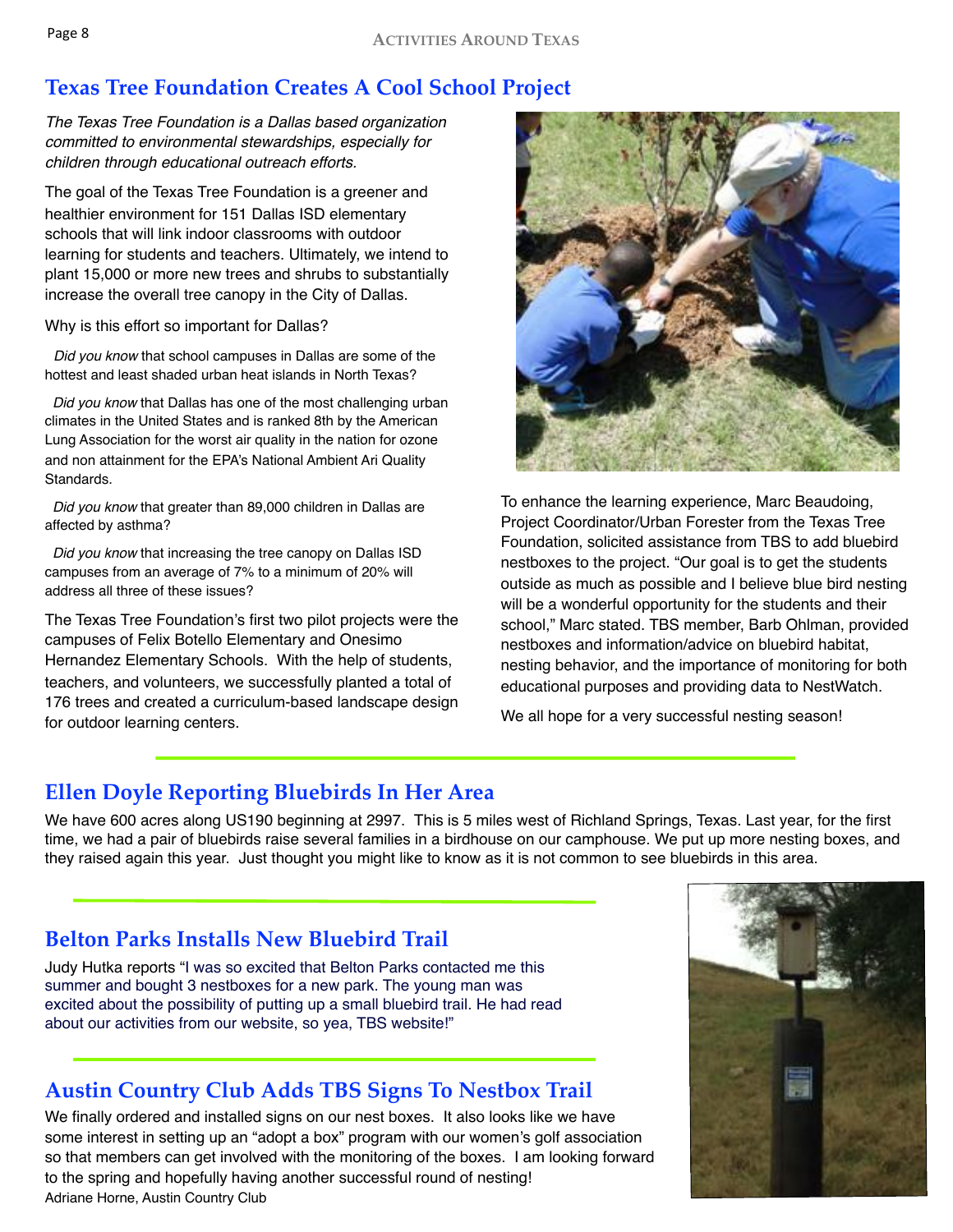## Texas Tree Foundation Creates A Cool School Project

*The Texas Tree Foundation is a Dallas based organization committed to environmental stewardships, especially for children through educational outreach efforts.*

The goal of the Texas Tree Foundation is a greener and healthier environment for 151 Dallas ISD elementary schools that will link indoor classrooms with outdoor learning for students and teachers. Ultimately, we intend to plant 15,000 or more new trees and shrubs to substantially increase the overall tree canopy in the City of Dallas.

Why is this effort so important for Dallas?

*Did you know* that school campuses in Dallas are some of the hottest and least shaded urban heat islands in North Texas?

*Did you know* that Dallas has one of the most challenging urban climates in the United States and is ranked 8th by the American Lung Association for the worst air quality in the nation for ozone and non attainment for the EPA's National Ambient Ari Quality Standards.

*Did you know* that greater than 89,000 children in Dallas are affected by asthma?

*Did you know* that increasing the tree canopy on Dallas ISD campuses from an average of 7% to a minimum of 20% will address all three of these issues?

The Texas Tree Foundation's first two pilot projects were the campuses of Felix Botello Elementary and Onesimo Hernandez Elementary Schools. With the help of students, teachers, and volunteers, we successfully planted a total of 176 trees and created a curriculum-based landscape design for outdoor learning centers.

To enhance the learning experience, Marc Beaudoing, Project Coordinator/Urban Forester from the Texas Tree Foundation, solicited assistance from TBS to add bluebird nestboxes to the project. "Our goal is to get the students outside as much as possible and I believe blue bird nesting will be a wonderful opportunity for the students and their school," Marc stated. TBS member, Barb Ohlman, provided nestboxes and information/advice on bluebird habitat, nesting behavior, and the importance of monitoring for both educational purposes and providing data to NestWatch.

We all hope for a very successful nesting season!

## Ellen Doyle Reporting Bluebirds In Her Area

We have 600 acres along US190 beginning at 2997. This is 5 miles west of Richland Springs, Texas. Last year, for the first time, we had a pair of bluebirds raise several families in a birdhouse on our camphouse. We put up more nesting boxes, and they raised again this year. Just thought you might like to know as it is not common to see bluebirds in this area.

## Belton Parks Installs New Bluebird Trail

Judy Hutka reports "I was so excited that Belton Parks contacted me this summer and bought 3 nestboxes for a new park. The young man was excited about the possibility of putting up a small bluebird trail. He had read about our activities from our website, so yea, TBS website!"

## Austin Country Club Adds TBS Signs To Nestbox Trail

We finally ordered and installed signs on our nest boxes. It also looks like we have some interest in setting up an "adopt a box" program with our women's golf association so that members can get involved with the monitoring of the boxes. I am looking forward to the spring and hopefully having another successful round of nesting!
Adriane Horne, Austin Country Club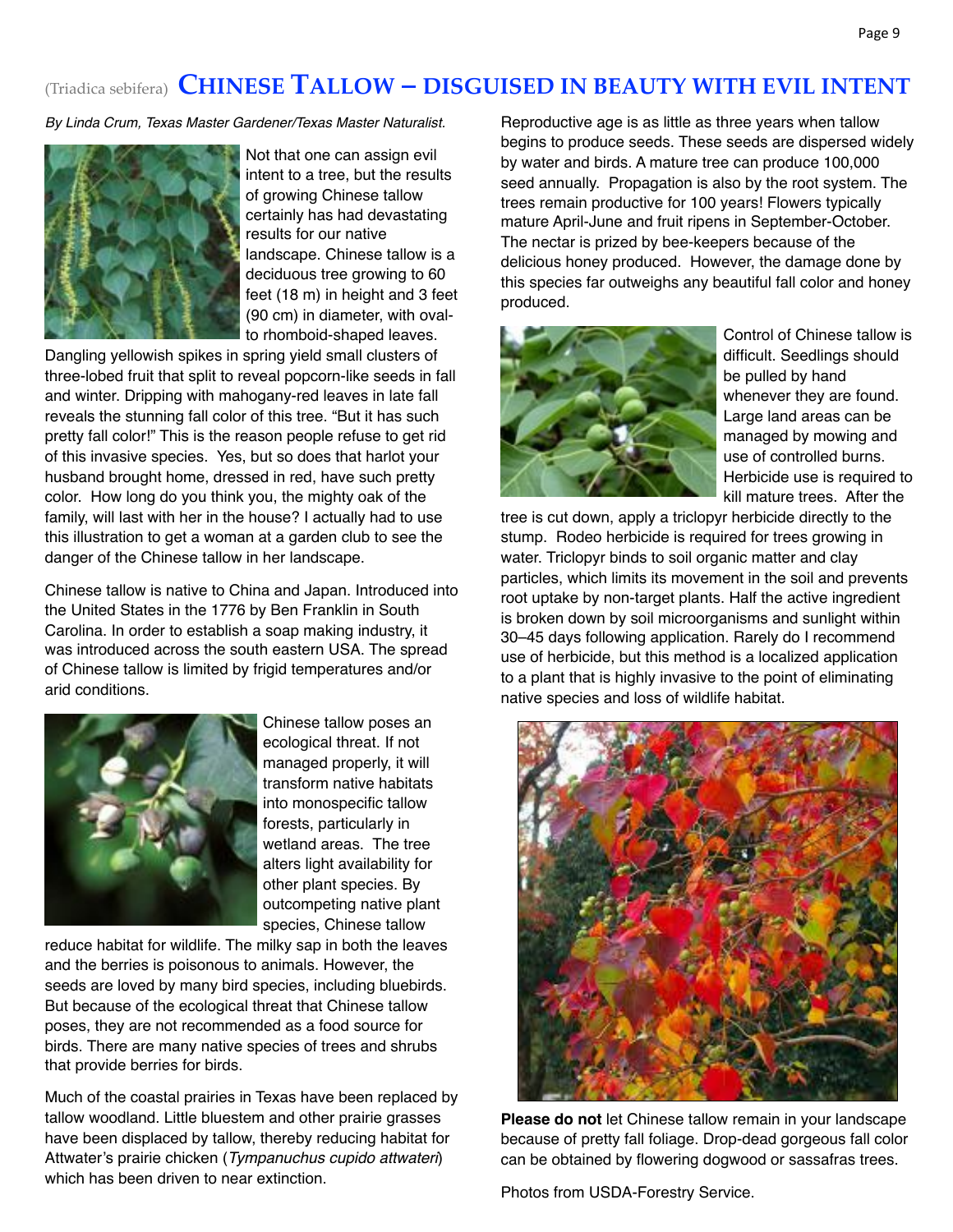# (Triadica sebifera) CHINESE TALLOW – DISGUISED IN BEAUTY WITH EVIL INTENT

*By Linda Crum, Texas Master Gardener/Texas Master Naturalist.*

Not that one can assign evil intent to a tree, but the results of growing Chinese tallow certainly has had devastating results for our native landscape. Chinese tallow is a deciduous tree growing to 60 feet (18 m) in height and 3 feet (90 cm) in diameter, with oval- to rhomboid-shaped leaves. Dangling yellowish spikes in spring yield small clusters of three-lobed fruit that split to reveal popcorn-like seeds in fall and winter. Dripping with mahogany-red leaves in late fall reveals the stunning fall color of this tree. "But it has such pretty fall color!" This is the reason people refuse to get rid of this invasive species. Yes, but so does that harlot your husband brought home, dressed in red, have such pretty color. How long do you think you, the mighty oak of the family, will last with her in the house? I actually had to use this illustration to get a woman at a garden club to see the danger of the Chinese tallow in her landscape.

Chinese tallow is native to China and Japan. Introduced into the United States in the 1776 by Ben Franklin in South Carolina. In order to establish a soap making industry, it was introduced across the south eastern USA. The spread of Chinese tallow is limited by frigid temperatures and/or arid conditions.

Chinese tallow poses an ecological threat. If not managed properly, it will transform native habitats into monospecific tallow forests, particularly in wetland areas. The tree alters light availability for other plant species. By outcompeting native plant species, Chinese tallow reduce habitat for wildlife. The milky sap in both the leaves and the berries is poisonous to animals. However, the seeds are loved by many bird species, including bluebirds. But because of the ecological threat that Chinese tallow poses, they are not recommended as a food source for birds. There are many native species of trees and shrubs that provide berries for birds.

Much of the coastal prairies in Texas have been replaced by tallow woodland. Little bluestem and other prairie grasses have been displaced by tallow, thereby reducing habitat for Attwater's prairie chicken (*Tympanuchus cupido attwateri*) which has been driven to near extinction.

Reproductive age is as little as three years when tallow begins to produce seeds. These seeds are dispersed widely by water and birds. A mature tree can produce 100,000 seed annually. Propagation is also by the root system. The trees remain productive for 100 years! Flowers typically mature April-June and fruit ripens in September-October. The nectar is prized by bee-keepers because of the delicious honey produced. However, the damage done by this species far outweighs any beautiful fall color and honey produced.

Control of Chinese tallow is difficult. Seedlings should be pulled by hand whenever they are found. Large land areas can be managed by mowing and use of controlled burns. Herbicide use is required to kill mature trees. After the tree is cut down, apply a triclopyr herbicide directly to the stump. Rodeo herbicide is required for trees growing in water. Triclopyr binds to soil organic matter and clay particles, which limits its movement in the soil and prevents root uptake by non-target plants. Half the active ingredient is broken down by soil microorganisms and sunlight within 30–45 days following application. Rarely do I recommend use of herbicide, but this method is a localized application to a plant that is highly invasive to the point of eliminating native species and loss of wildlife habitat.

**Please do not** let Chinese tallow remain in your landscape because of pretty fall foliage. Drop-dead gorgeous fall color can be obtained by flowering dogwood or sassafras trees.

Photos from USDA-Forestry Service.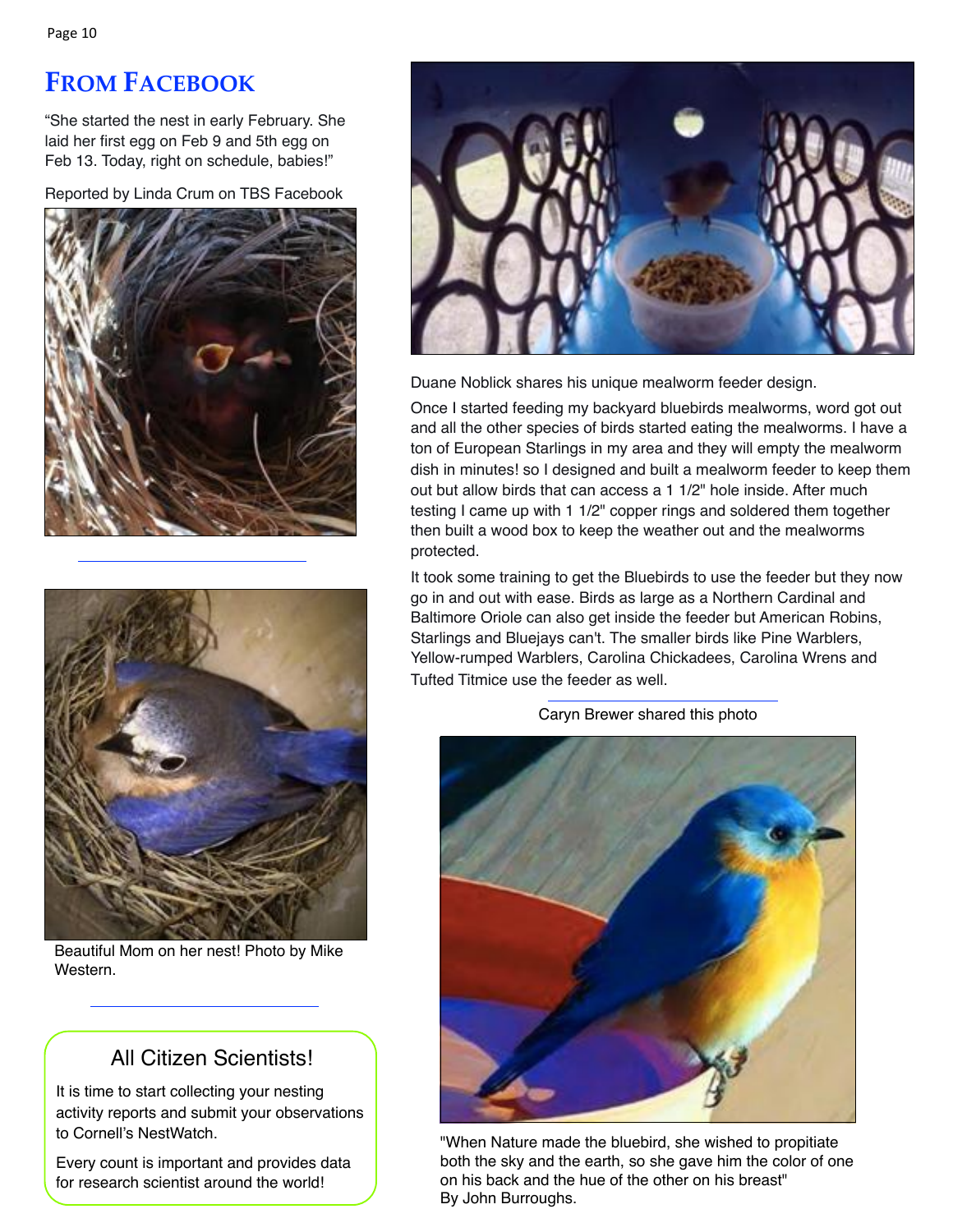## From Facebook

"She started the nest in early February. She laid her first egg on Feb 9 and 5th egg on Feb 13. Today, right on schedule, babies!"

Reported by Linda Crum on TBS Facebook

Beautiful Mom on her nest! Photo by Mike Western.

### All Citizen Scientists!

It is time to start collecting your nesting activity reports and submit your observations to Cornell's NestWatch.

Every count is important and provides data for research scientist around the world!

Duane Noblick shares his unique mealworm feeder design.

Once I started feeding my backyard bluebirds mealworms, word got out and all the other species of birds started eating the mealworms. I have a ton of European Starlings in my area and they will empty the mealworm dish in minutes! so I designed and built a mealworm feeder to keep them out but allow birds that can access a 1 1/2" hole inside. After much testing I came up with 1 1/2" copper rings and soldered them together then built a wood box to keep the weather out and the mealworms protected.

It took some training to get the Bluebirds to use the feeder but they now go in and out with ease. Birds as large as a Northern Cardinal and Baltimore Oriole can also get inside the feeder but American Robins, Starlings and Bluejays can't. The smaller birds like Pine Warblers, Yellow-rumped Warblers, Carolina Chickadees, Carolina Wrens and Tufted Titmice use the feeder as well.

Caryn Brewer shared this photo

"When Nature made the bluebird, she wished to propitiate both the sky and the earth, so she gave him the color of one on his back and the hue of the other on his breast"
By John Burroughs.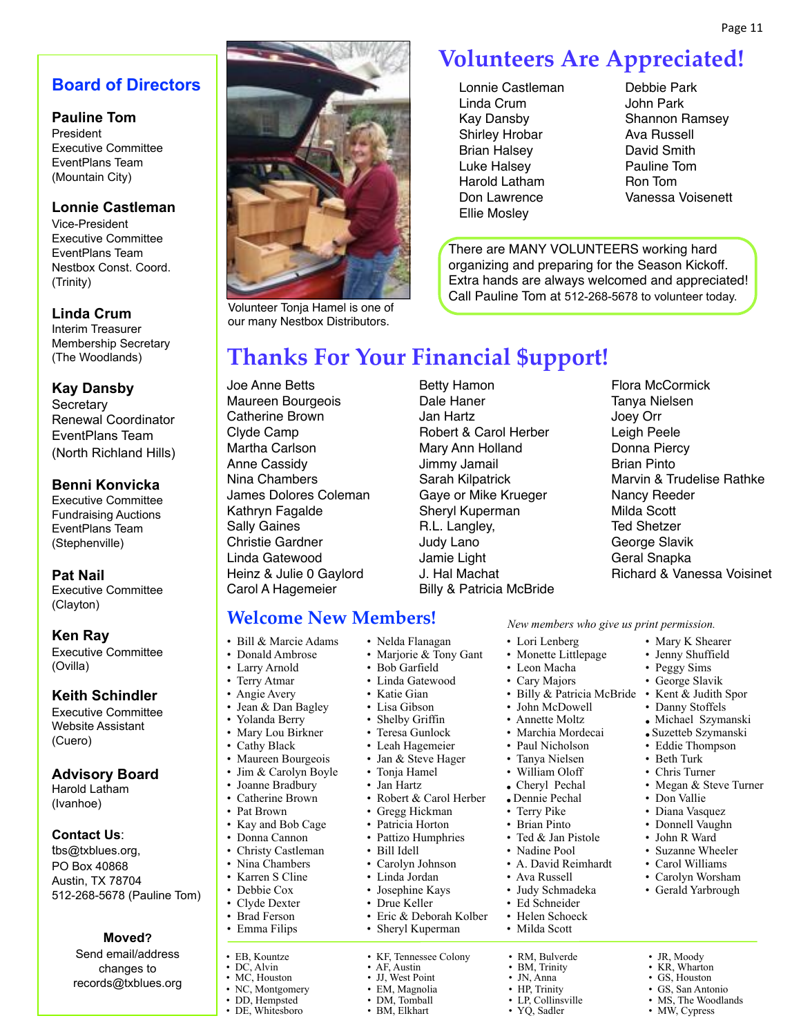## Board of Directors

**Pauline Tom**
President
Executive Committee
EventPlans Team
(Mountain City)

**Lonnie Castleman**
Vice-President
Executive Committee
EventPlans Team
Nestbox Const. Coord.
(Trinity)

**Linda Crum**
Interim Treasurer
Membership Secretary
(The Woodlands)

**Kay Dansby**
Secretary
Renewal Coordinator
EventPlans Team
(North Richland Hills)

**Benni Konvicka**
Executive Committee
Fundraising Auctions
EventPlans Team
(Stephenville)

**Pat Nail**
Executive Committee
(Clayton)

**Ken Ray**
Executive Committee
(Ovilla)

**Keith Schindler**
Executive Committee
Website Assistant
(Cuero)

**Advisory Board**
Harold Latham
(Ivanhoe)

**Contact Us**:
tbs@txblues.org,
PO Box 40868
Austin, TX 78704
512-268-5678 (Pauline Tom)

**Moved?**
Send email/address changes to
records@txblues.org

Volunteer Tonja Hamel is one of our many Nestbox Distributors.

# Volunteers Are Appreciated!

- Lonnie Castleman
- Linda Crum
- Kay Dansby
- Shirley Hrobar
- Brian Halsey
- Luke Halsey
- Harold Latham
- Don Lawrence
- Ellie Mosley
- Debbie Park
- John Park
- Shannon Ramsey
- Ava Russell
- David Smith
- Pauline Tom
- Ron Tom
- Vanessa Voisenett

There are MANY VOLUNTEERS working hard organizing and preparing for the Season Kickoff. Extra hands are always welcomed and appreciated! Call Pauline Tom at 512-268-5678 to volunteer today.

# Thanks For Your Financial $upport!

- Joe Anne Betts
- Maureen Bourgeois
- Catherine Brown
- Clyde Camp
- Martha Carlson
- Anne Cassidy
- Nina Chambers
- James Dolores Coleman
- Kathryn Fagalde
- Sally Gaines
- Christie Gardner
- Linda Gatewood
- Heinz & Julie 0 Gaylord
- Carol A Hagemeier
- Betty Hamon
- Dale Haner
- Jan Hartz
- Robert & Carol Herber
- Mary Ann Holland
- Jimmy Jamail
- Sarah Kilpatrick
- Gaye or Mike Krueger
- Sheryl Kuperman
- R.L. Langley,
- Judy Lano
- Jamie Light
- J. Hal Machat
- Billy & Patricia McBride
- Flora McCormick
- Tanya Nielsen
- Joey Orr
- Leigh Peele
- Donna Piercy
- Brian Pinto
- Marvin & Trudelise Rathke
- Nancy Reeder
- Milda Scott
- Ted Shetzer
- George Slavik
- Geral Snapka
- Richard & Vanessa Voisinet

## Welcome New Members!

*New members who give us print permission.*

- Bill & Marcie Adams
- Donald Ambrose
- Larry Arnold
- Terry Atmar
- Angie Avery
- Jean & Dan Bagley
- Yolanda Berry
- Mary Lou Birkner
- Cathy Black
- Maureen Bourgeois
- Jim & Carolyn Boyle
- Joanne Bradbury
- Catherine Brown
- Pat Brown
- Kay and Bob Cage
- Donna Cannon
- Christy Castleman
- Nina Chambers
- Karren S Cline
- Debbie Cox
- Clyde Dexter
- Brad Ferson
- Emma Filips
- Nelda Flanagan
- Marjorie & Tony Gant
- Bob Garfield
- Linda Gatewood
- Katie Gian
- Lisa Gibson
- Shelby Griffin
- Teresa Gunlock
- Leah Hagemeier
- Jan & Steve Hager
- Tonja Hamel
- Jan Hartz
- Robert & Carol Herber
- Gregg Hickman
- Patricia Horton
- Pattizo Humphries
- Bill Idell
- Carolyn Johnson
- Linda Jordan
- Josephine Kays
- Drue Keller
- Eric & Deborah Kolber
- Sheryl Kuperman
- Lori Lenberg
- Monette Littlepage
- Leon Macha
- Cary Majors
- Billy & Patricia McBride
- John McDowell
- Annette Moltz
- Marchia Mordecai
- Paul Nicholson
- Tanya Nielsen
- William Oloff
- Cheryl Pechal
- Dennie Pechal
- Terry Pike
- Brian Pinto
- Ted & Jan Pistole
- Nadine Pool
- A. David Reimhardt
- Ava Russell
- Judy Schmadeka
- Ed Schneider
- Helen Schoeck
- Milda Scott
- Mary K Shearer
- Jenny Shuffield
- Peggy Sims
- George Slavik
- Kent & Judith Spor
- Danny Stoffels
- Michael Szymanski
- Suzetteb Szymanski
- Eddie Thompson
- Beth Turk
- Chris Turner
- Megan & Steve Turner
- Don Vallie
- Diana Vasquez
- Donnell Vaughn
- John R Ward
- Suzanne Wheeler
- Carol Williams
- Carolyn Worsham
- Gerald Yarbrough

---

- EB, Kountze
- DC, Alvin
- MC, Houston
- NC, Montgomery
- DD, Hempsted
- DE, Whitesboro
- KF, Tennessee Colony
- AF, Austin
- JJ, West Point
- EM, Magnolia
- DM, Tomball
- BM, Elkhart
- RM, Bulverde
- BM, Trinity
- JN, Anna
- HP, Trinity
- LP, Collinsville
- YQ, Sadler
- JR, Moody
- KR, Wharton
- GS, Houston
- GS, San Antonio
- MS, The Woodlands
- MW, Cypress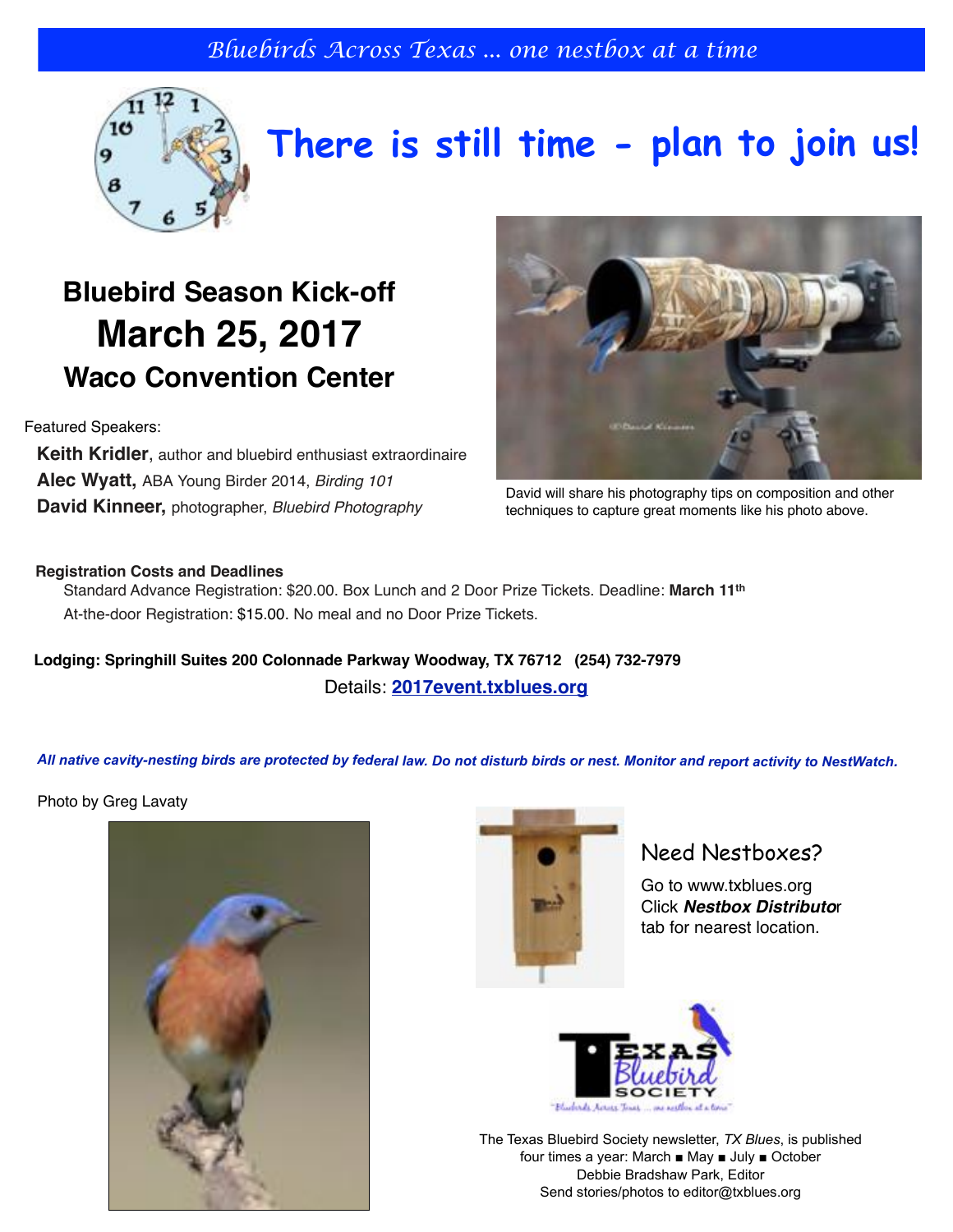*Bluebirds Across Texas ... one nestbox at a time*

# There is still time - plan to join us!

## Bluebird Season Kick-off
## March 25, 2017
## Waco Convention Center

Featured Speakers:

**Keith Kridler**, author and bluebird enthusiast extraordinaire
**Alec Wyatt,** ABA Young Birder 2014, *Birding 101*
**David Kinneer,** photographer, *Bluebird Photography*

David will share his photography tips on composition and other techniques to capture great moments like his photo above.

**Registration Costs and Deadlines**

Standard Advance Registration: $20.00. Box Lunch and 2 Door Prize Tickets. Deadline: **March 11th**

At-the-door Registration: $15.00. No meal and no Door Prize Tickets.

**Lodging: Springhill Suites 200 Colonnade Parkway Woodway, TX 76712 (254) 732-7979**

Details: **2017event.txblues.org**

***All native cavity-nesting birds are protected by federal law. Do not disturb birds or nest. Monitor and report activity to NestWatch.***

Photo by Greg Lavaty

## Need Nestboxes?

Go to www.txblues.org
Click ***Nestbox Distributor*** tab for nearest location.

The Texas Bluebird Society newsletter, *TX Blues*, is published four times a year: March ■ May ■ July ■ October
Debbie Bradshaw Park, Editor
Send stories/photos to editor@txblues.org